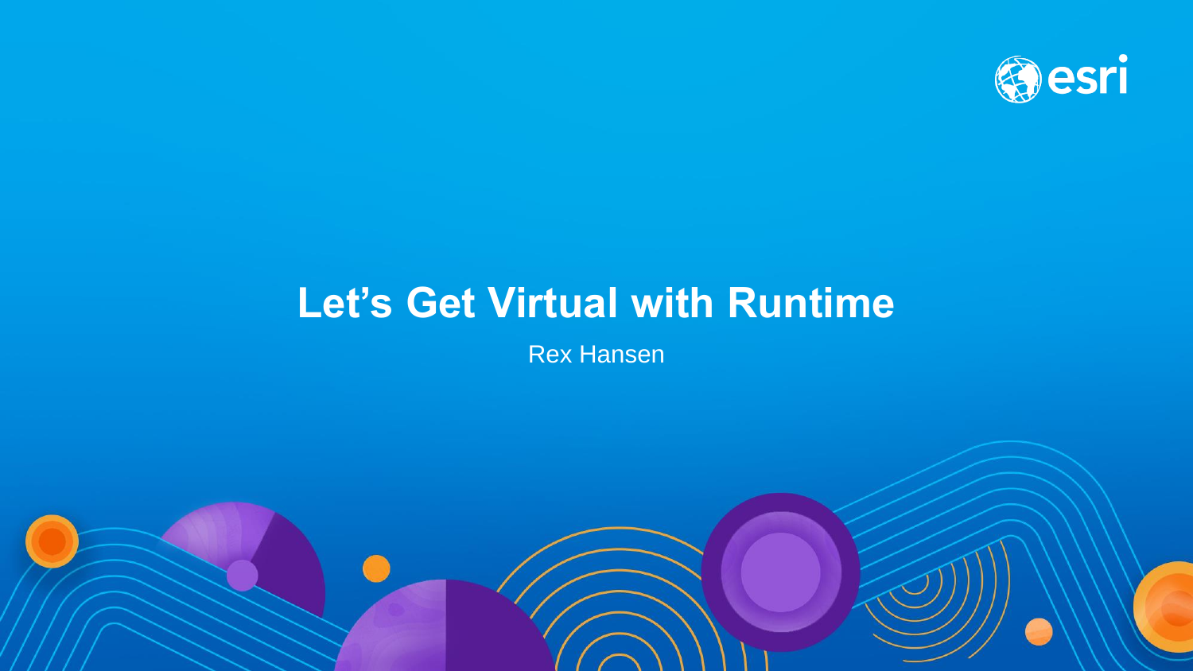# Let’s Get Virtual with Runtime

Rex Hansen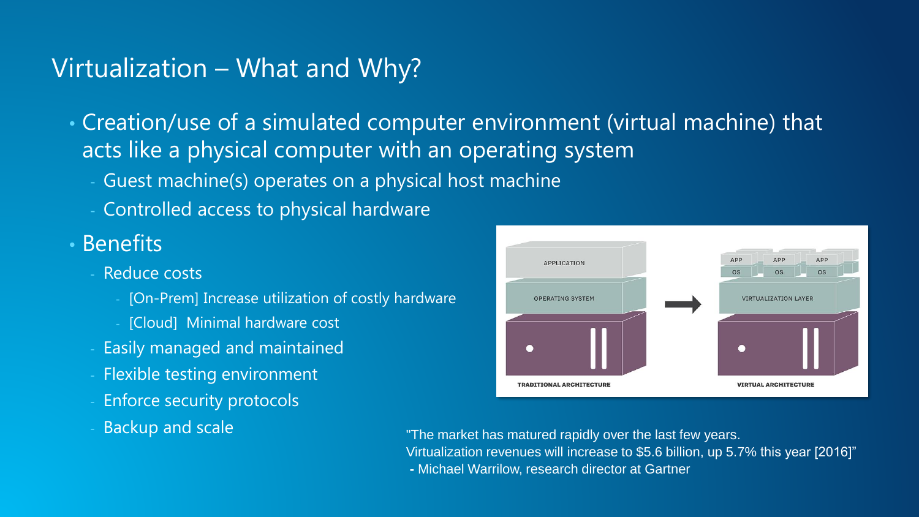## Virtualization – What and Why?

- Creation/use of a simulated computer environment (virtual machine) that acts like a physical computer with an operating system
  - Guest machine(s) operates on a physical host machine
  - Controlled access to physical hardware
- Benefits
  - Reduce costs
    - [On-Prem] Increase utilization of costly hardware
    - [Cloud] Minimal hardware cost
  - Easily managed and maintained
  - Flexible testing environment
  - Enforce security protocols
  - Backup and scale

"The market has matured rapidly over the last few years. Virtualization revenues will increase to $5.6 billion, up 5.7% this year [2016]"
- Michael Warrilow, research director at Gartner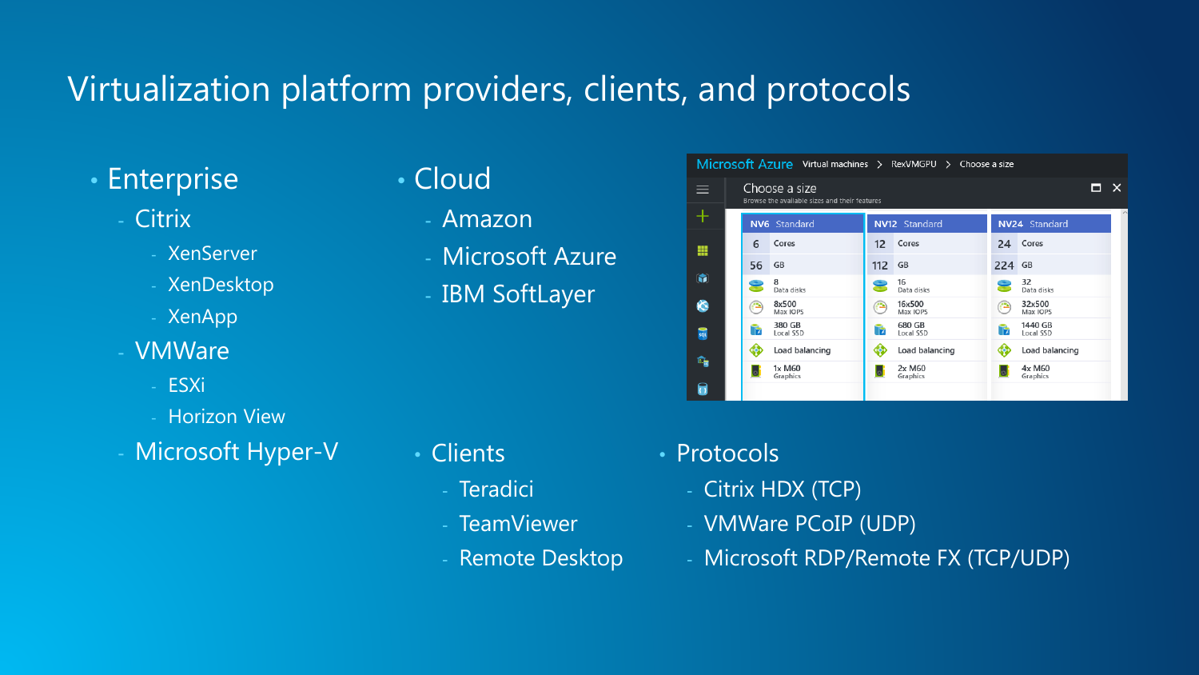# Virtualization platform providers, clients, and protocols

- Enterprise
  - Citrix
    - XenServer
    - XenDesktop
    - XenApp
  - VMWare
    - ESXi
    - Horizon View
  - Microsoft Hyper-V
- Cloud
  - Amazon
  - Microsoft Azure
  - IBM SoftLayer

Microsoft Azure   Virtual machines > RexVMGPU > Choose a size

Choose a size

Browse the available sizes and their features

| NV6 Standard | NV12 Standard | NV24 Standard |
|---|---|---|
| 6 Cores | 12 Cores | 24 Cores |
| 56 GB | 112 GB | 224 GB |
| 8 Data disks | 16 Data disks | 32 Data disks |
| 8x500 Max IOPS | 16x500 Max IOPS | 32x500 Max IOPS |
| 380 GB Local SSD | 680 GB Local SSD | 1440 GB Local SSD |
| Load balancing | Load balancing | Load balancing |
| 1x M60 Graphics | 2x M60 Graphics | 4x M60 Graphics |

- Clients
  - Teradici
  - TeamViewer
  - Remote Desktop
- Protocols
  - Citrix HDX (TCP)
  - VMWare PCoIP (UDP)
  - Microsoft RDP/Remote FX (TCP/UDP)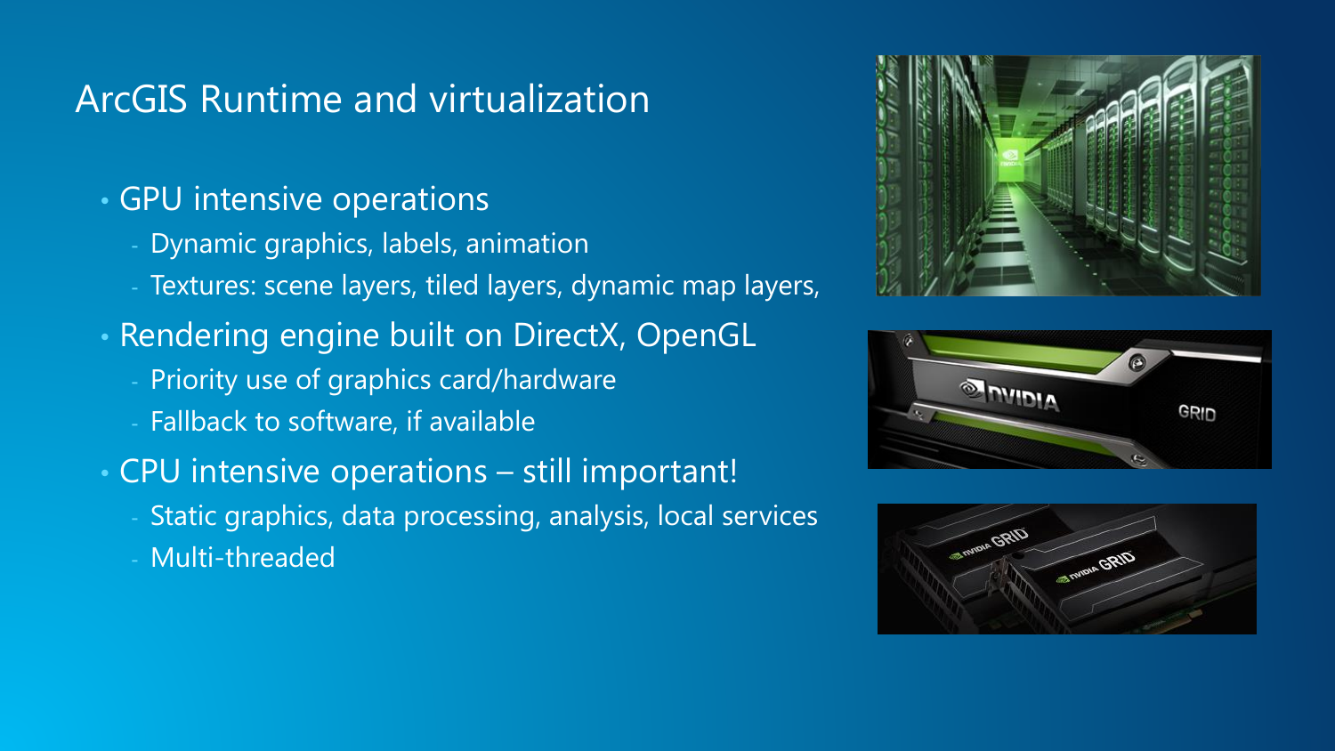## ArcGIS Runtime and virtualization

- GPU intensive operations
  - Dynamic graphics, labels, animation
  - Textures: scene layers, tiled layers, dynamic map layers,
- Rendering engine built on DirectX, OpenGL
  - Priority use of graphics card/hardware
  - Fallback to software, if available
- CPU intensive operations – still important!
  - Static graphics, data processing, analysis, local services
  - Multi-threaded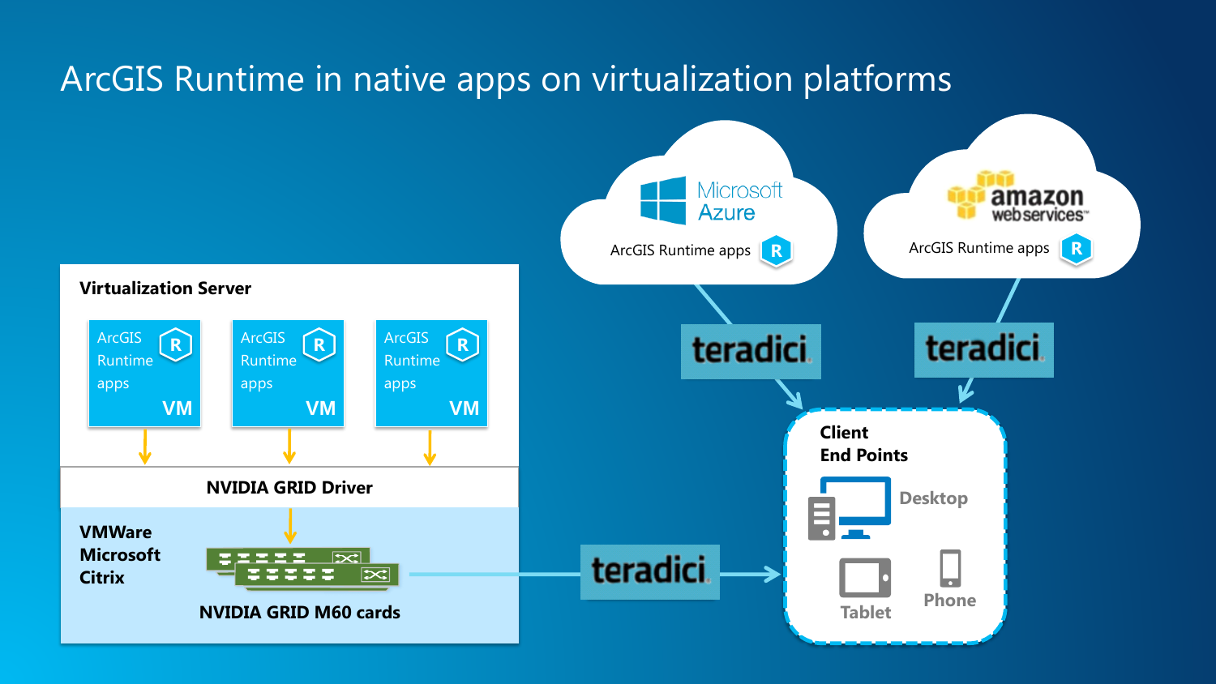# ArcGIS Runtime in native apps on virtualization platforms

**Virtualization Server**

ArcGIS Runtime apps — VM

ArcGIS Runtime apps — VM

ArcGIS Runtime apps — VM

**NVIDIA GRID Driver**

**VMWare**
**Microsoft**
**Citrix**

**NVIDIA GRID M60 cards**

teradici

Microsoft Azure — ArcGIS Runtime apps

amazon web services — ArcGIS Runtime apps

teradici

teradici

**Client End Points**

Desktop

Tablet

Phone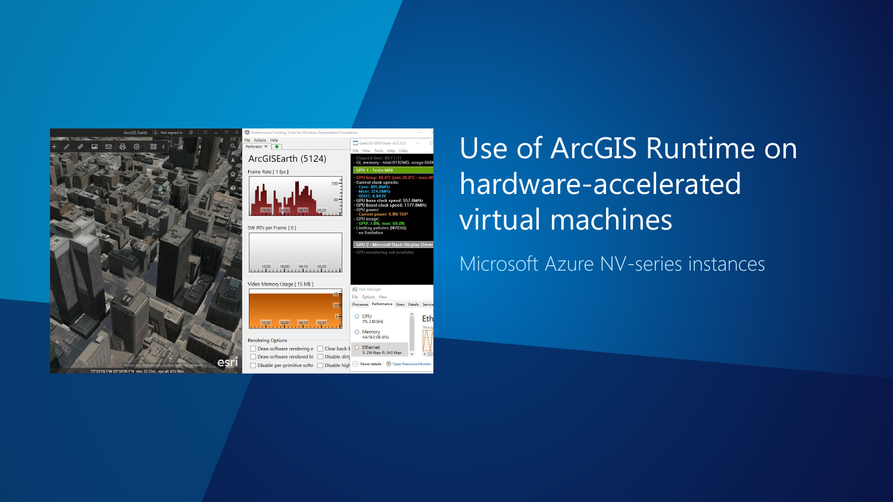# Use of ArcGIS Runtime on hardware-accelerated virtual machines

Microsoft Azure NV-series instances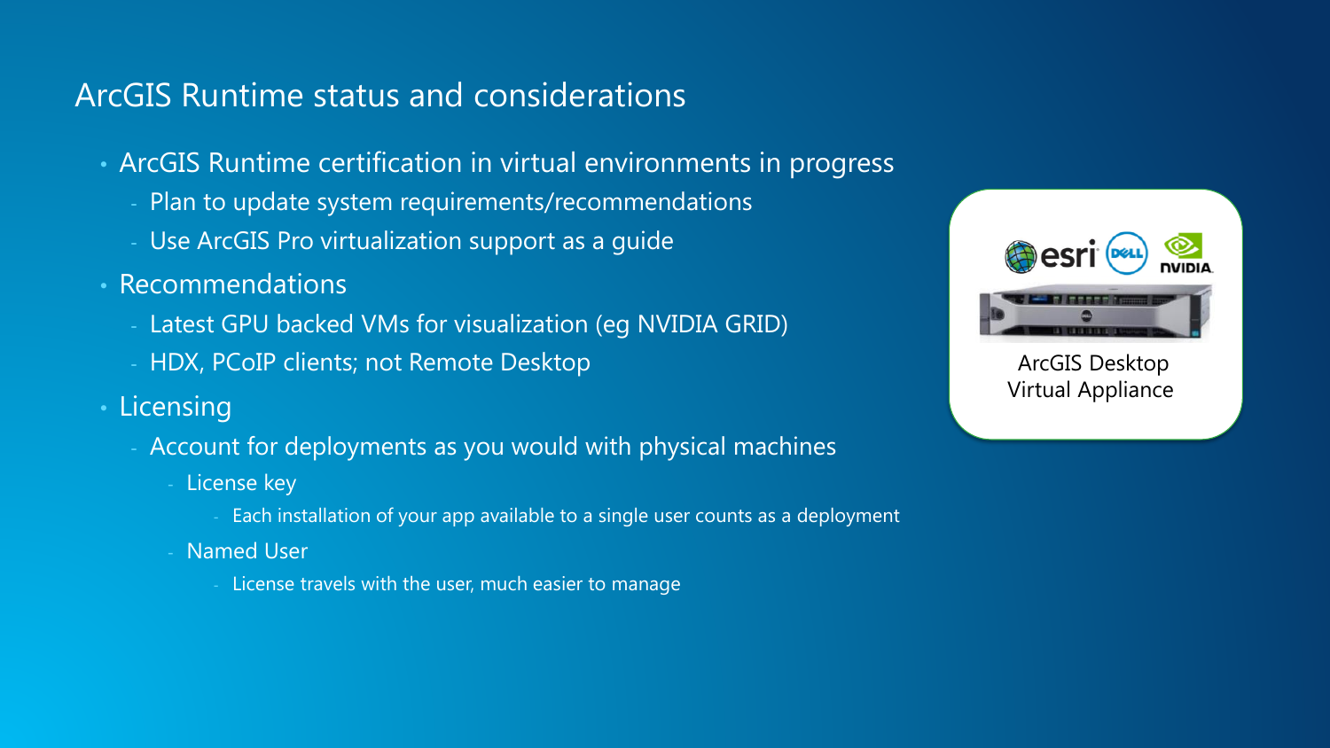# ArcGIS Runtime status and considerations

- ArcGIS Runtime certification in virtual environments in progress
  - Plan to update system requirements/recommendations
  - Use ArcGIS Pro virtualization support as a guide
- Recommendations
  - Latest GPU backed VMs for visualization (eg NVIDIA GRID)
  - HDX, PCoIP clients; not Remote Desktop
- Licensing
  - Account for deployments as you would with physical machines
    - License key
      - Each installation of your app available to a single user counts as a deployment
    - Named User
      - License travels with the user, much easier to manage

ArcGIS Desktop Virtual Appliance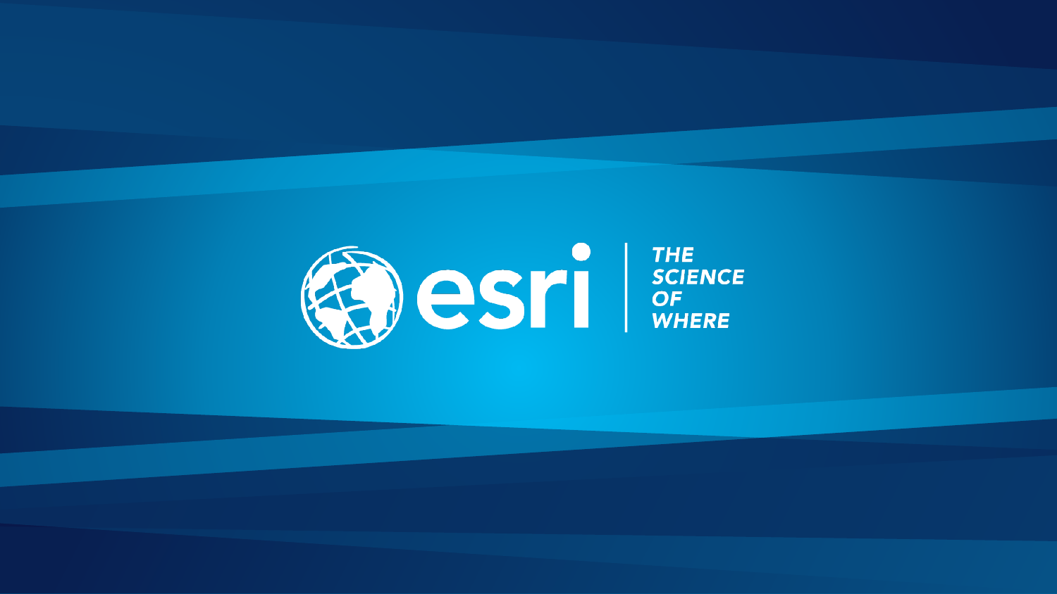esri

THE SCIENCE OF WHERE